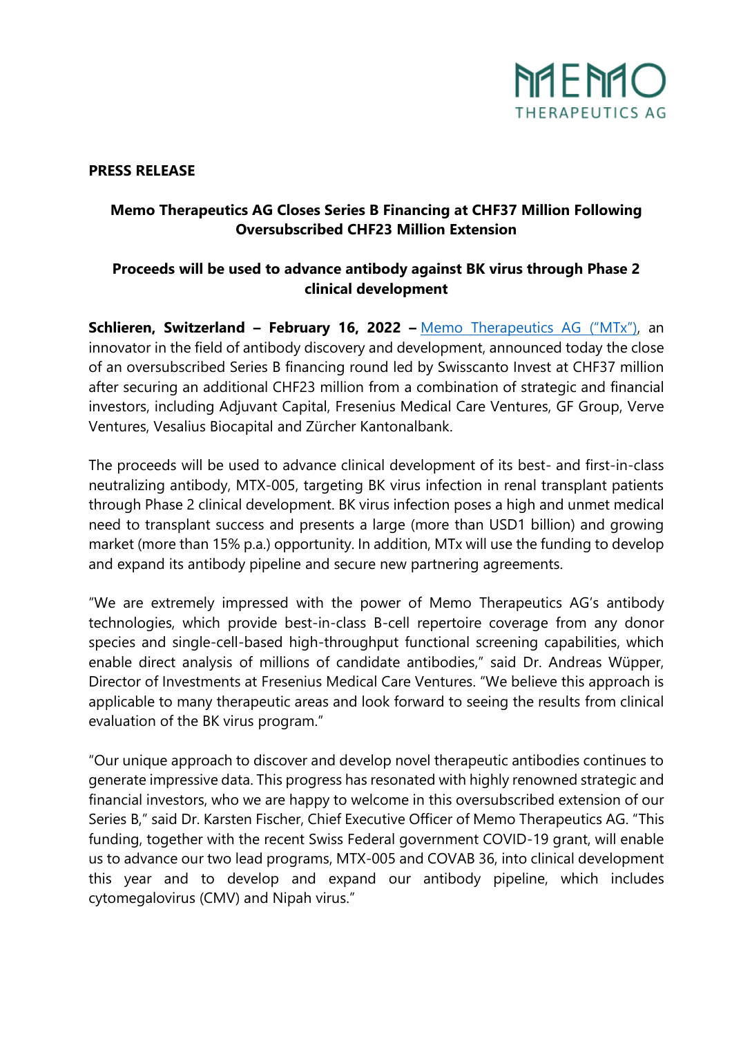MEMO THERAPEUTICS AG

**PRESS RELEASE**

**Memo Therapeutics AG Closes Series B Financing at CHF37 Million Following Oversubscribed CHF23 Million Extension**

**Proceeds will be used to advance antibody against BK virus through Phase 2 clinical development**

**Schlieren, Switzerland – February 16, 2022 –** [Memo Therapeutics AG ("MTx")](), an innovator in the field of antibody discovery and development, announced today the close of an oversubscribed Series B financing round led by Swisscanto Invest at CHF37 million after securing an additional CHF23 million from a combination of strategic and financial investors, including Adjuvant Capital, Fresenius Medical Care Ventures, GF Group, Verve Ventures, Vesalius Biocapital and Zürcher Kantonalbank.

The proceeds will be used to advance clinical development of its best- and first-in-class neutralizing antibody, MTX-005, targeting BK virus infection in renal transplant patients through Phase 2 clinical development. BK virus infection poses a high and unmet medical need to transplant success and presents a large (more than USD1 billion) and growing market (more than 15% p.a.) opportunity. In addition, MTx will use the funding to develop and expand its antibody pipeline and secure new partnering agreements.

"We are extremely impressed with the power of Memo Therapeutics AG's antibody technologies, which provide best-in-class B-cell repertoire coverage from any donor species and single-cell-based high-throughput functional screening capabilities, which enable direct analysis of millions of candidate antibodies," said Dr. Andreas Wüpper, Director of Investments at Fresenius Medical Care Ventures. "We believe this approach is applicable to many therapeutic areas and look forward to seeing the results from clinical evaluation of the BK virus program."

"Our unique approach to discover and develop novel therapeutic antibodies continues to generate impressive data. This progress has resonated with highly renowned strategic and financial investors, who we are happy to welcome in this oversubscribed extension of our Series B," said Dr. Karsten Fischer, Chief Executive Officer of Memo Therapeutics AG. "This funding, together with the recent Swiss Federal government COVID-19 grant, will enable us to advance our two lead programs, MTX-005 and COVAB 36, into clinical development this year and to develop and expand our antibody pipeline, which includes cytomegalovirus (CMV) and Nipah virus."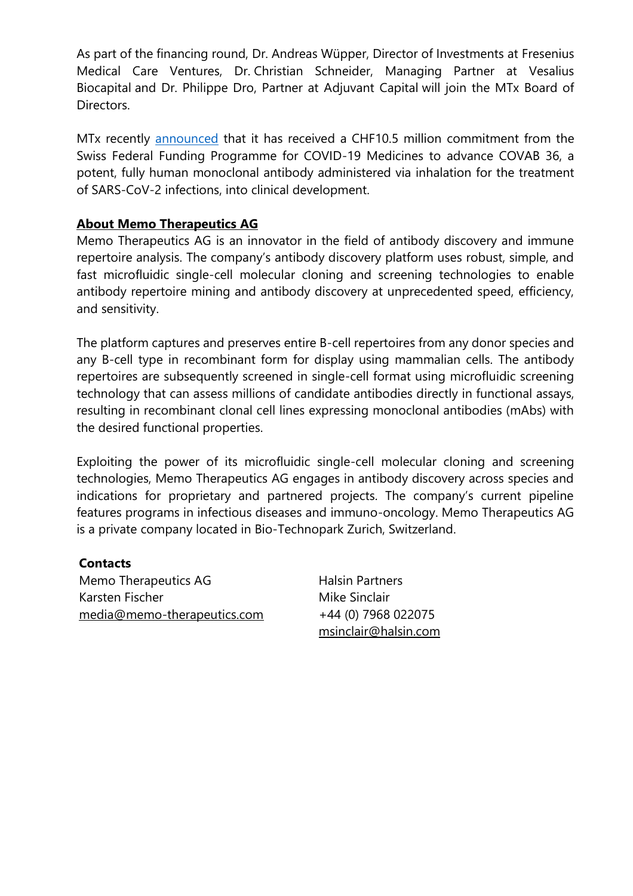As part of the financing round, Dr. Andreas Wüpper, Director of Investments at Fresenius Medical Care Ventures, Dr. Christian Schneider, Managing Partner at Vesalius Biocapital and Dr. Philippe Dro, Partner at Adjuvant Capital will join the MTx Board of Directors.

MTx recently announced that it has received a CHF10.5 million commitment from the Swiss Federal Funding Programme for COVID-19 Medicines to advance COVAB 36, a potent, fully human monoclonal antibody administered via inhalation for the treatment of SARS-CoV-2 infections, into clinical development.

**About Memo Therapeutics AG**

Memo Therapeutics AG is an innovator in the field of antibody discovery and immune repertoire analysis. The company's antibody discovery platform uses robust, simple, and fast microfluidic single-cell molecular cloning and screening technologies to enable antibody repertoire mining and antibody discovery at unprecedented speed, efficiency, and sensitivity.

The platform captures and preserves entire B-cell repertoires from any donor species and any B-cell type in recombinant form for display using mammalian cells. The antibody repertoires are subsequently screened in single-cell format using microfluidic screening technology that can assess millions of candidate antibodies directly in functional assays, resulting in recombinant clonal cell lines expressing monoclonal antibodies (mAbs) with the desired functional properties.

Exploiting the power of its microfluidic single-cell molecular cloning and screening technologies, Memo Therapeutics AG engages in antibody discovery across species and indications for proprietary and partnered projects. The company's current pipeline features programs in infectious diseases and immuno-oncology. Memo Therapeutics AG is a private company located in Bio-Technopark Zurich, Switzerland.

**Contacts**

Memo Therapeutics AG
Karsten Fischer
media@memo-therapeutics.com

Halsin Partners
Mike Sinclair
+44 (0) 7968 022075
msinclair@halsin.com